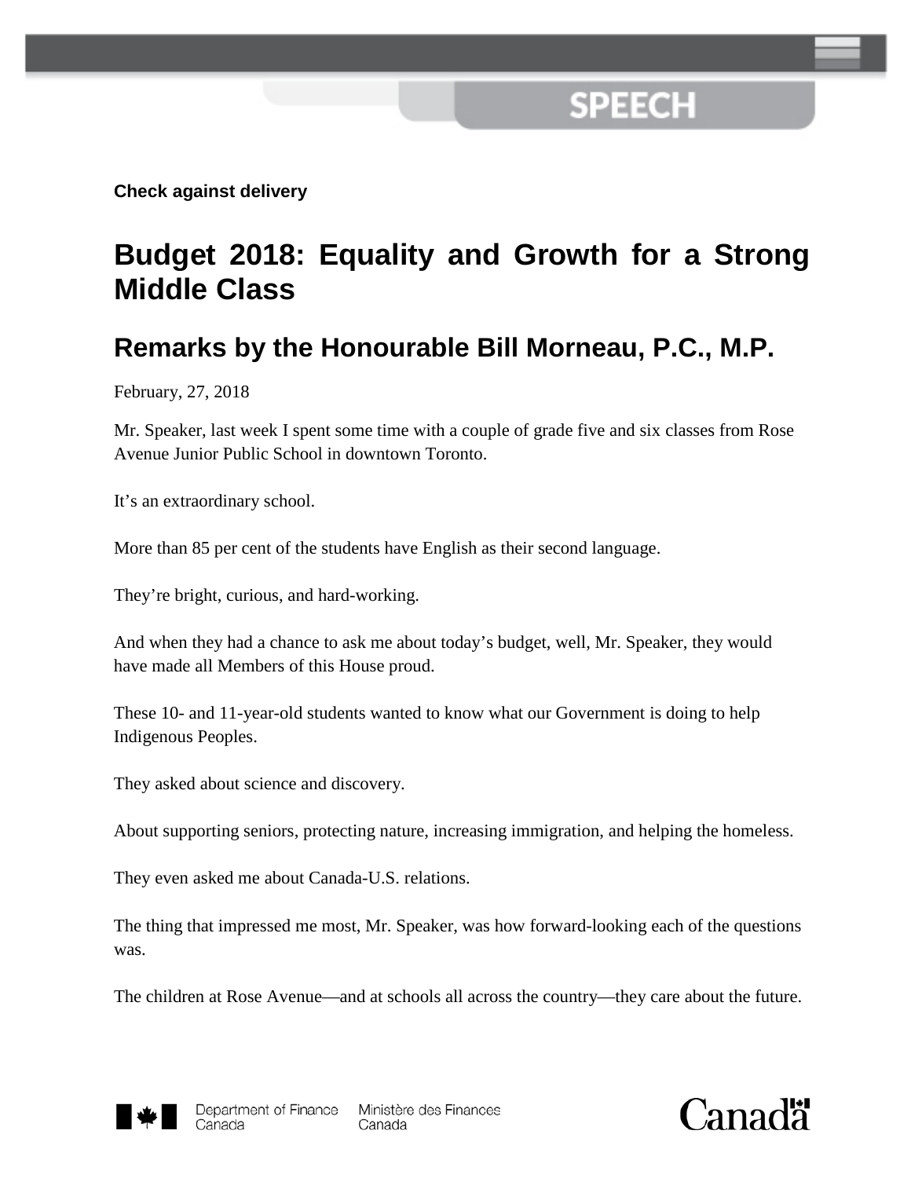**Check against delivery**

# Budget 2018: Equality and Growth for a Strong Middle Class

## Remarks by the Honourable Bill Morneau, P.C., M.P.

February, 27, 2018

Mr. Speaker, last week I spent some time with a couple of grade five and six classes from Rose Avenue Junior Public School in downtown Toronto.

It's an extraordinary school.

More than 85 per cent of the students have English as their second language.

They're bright, curious, and hard-working.

And when they had a chance to ask me about today's budget, well, Mr. Speaker, they would have made all Members of this House proud.

These 10- and 11-year-old students wanted to know what our Government is doing to help Indigenous Peoples.

They asked about science and discovery.

About supporting seniors, protecting nature, increasing immigration, and helping the homeless.

They even asked me about Canada-U.S. relations.

The thing that impressed me most, Mr. Speaker, was how forward-looking each of the questions was.

The children at Rose Avenue—and at schools all across the country—they care about the future.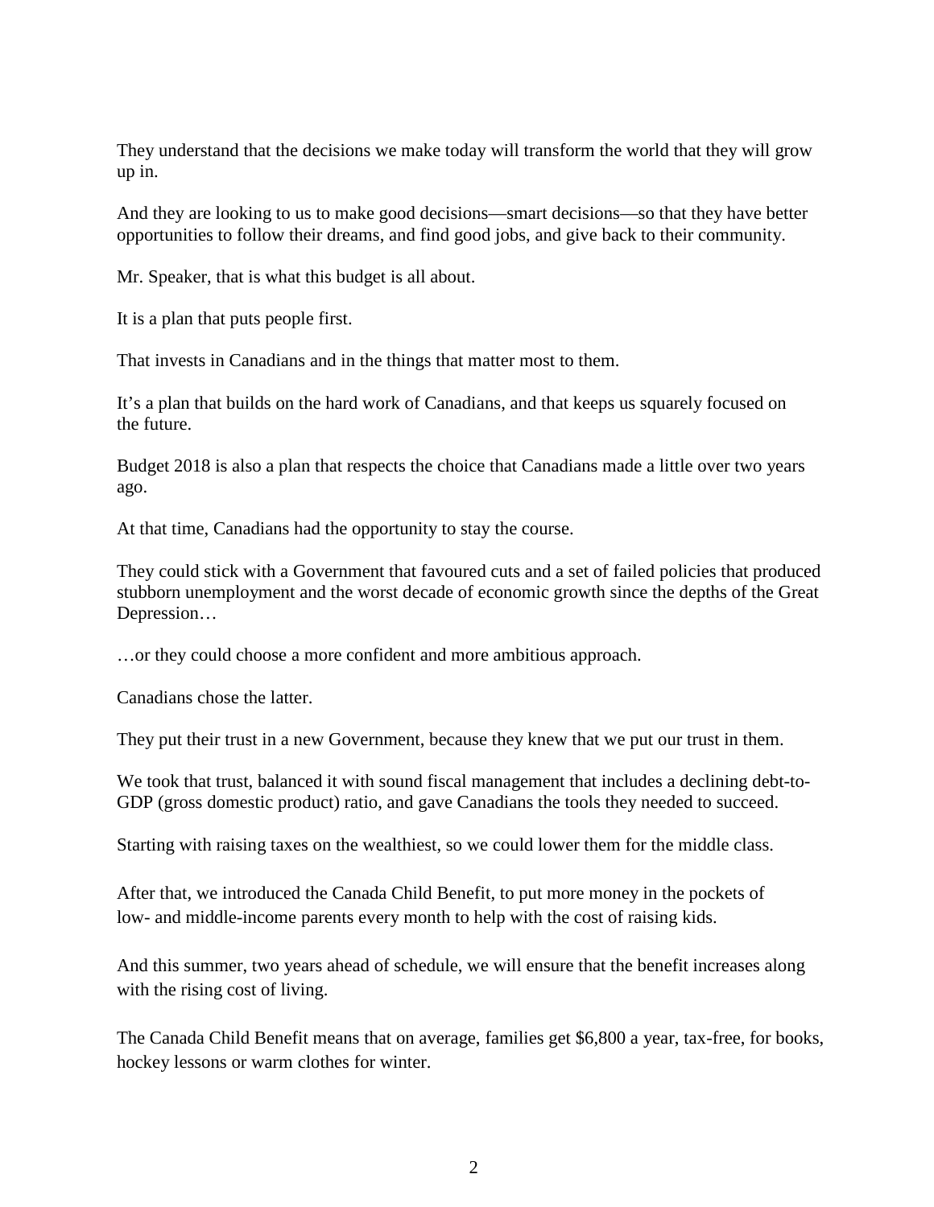They understand that the decisions we make today will transform the world that they will grow up in.

And they are looking to us to make good decisions—smart decisions—so that they have better opportunities to follow their dreams, and find good jobs, and give back to their community.

Mr. Speaker, that is what this budget is all about.

It is a plan that puts people first.

That invests in Canadians and in the things that matter most to them.

It's a plan that builds on the hard work of Canadians, and that keeps us squarely focused on the future.

Budget 2018 is also a plan that respects the choice that Canadians made a little over two years ago.

At that time, Canadians had the opportunity to stay the course.

They could stick with a Government that favoured cuts and a set of failed policies that produced stubborn unemployment and the worst decade of economic growth since the depths of the Great Depression…

…or they could choose a more confident and more ambitious approach.

Canadians chose the latter.

They put their trust in a new Government, because they knew that we put our trust in them.

We took that trust, balanced it with sound fiscal management that includes a declining debt-to-GDP (gross domestic product) ratio, and gave Canadians the tools they needed to succeed.

Starting with raising taxes on the wealthiest, so we could lower them for the middle class.

After that, we introduced the Canada Child Benefit, to put more money in the pockets of low- and middle-income parents every month to help with the cost of raising kids.

And this summer, two years ahead of schedule, we will ensure that the benefit increases along with the rising cost of living.

The Canada Child Benefit means that on average, families get $6,800 a year, tax-free, for books, hockey lessons or warm clothes for winter.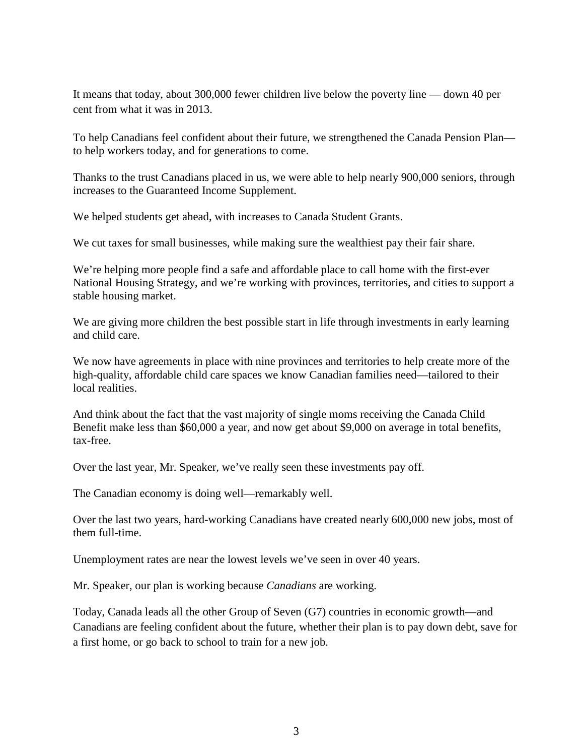It means that today, about 300,000 fewer children live below the poverty line — down 40 per cent from what it was in 2013.

To help Canadians feel confident about their future, we strengthened the Canada Pension Plan—to help workers today, and for generations to come.

Thanks to the trust Canadians placed in us, we were able to help nearly 900,000 seniors, through increases to the Guaranteed Income Supplement.

We helped students get ahead, with increases to Canada Student Grants.

We cut taxes for small businesses, while making sure the wealthiest pay their fair share.

We're helping more people find a safe and affordable place to call home with the first-ever National Housing Strategy, and we're working with provinces, territories, and cities to support a stable housing market.

We are giving more children the best possible start in life through investments in early learning and child care.

We now have agreements in place with nine provinces and territories to help create more of the high-quality, affordable child care spaces we know Canadian families need—tailored to their local realities.

And think about the fact that the vast majority of single moms receiving the Canada Child Benefit make less than $60,000 a year, and now get about $9,000 on average in total benefits, tax-free.

Over the last year, Mr. Speaker, we've really seen these investments pay off.

The Canadian economy is doing well—remarkably well.

Over the last two years, hard-working Canadians have created nearly 600,000 new jobs, most of them full-time.

Unemployment rates are near the lowest levels we've seen in over 40 years.

Mr. Speaker, our plan is working because *Canadians* are working.

Today, Canada leads all the other Group of Seven (G7) countries in economic growth—and Canadians are feeling confident about the future, whether their plan is to pay down debt, save for a first home, or go back to school to train for a new job.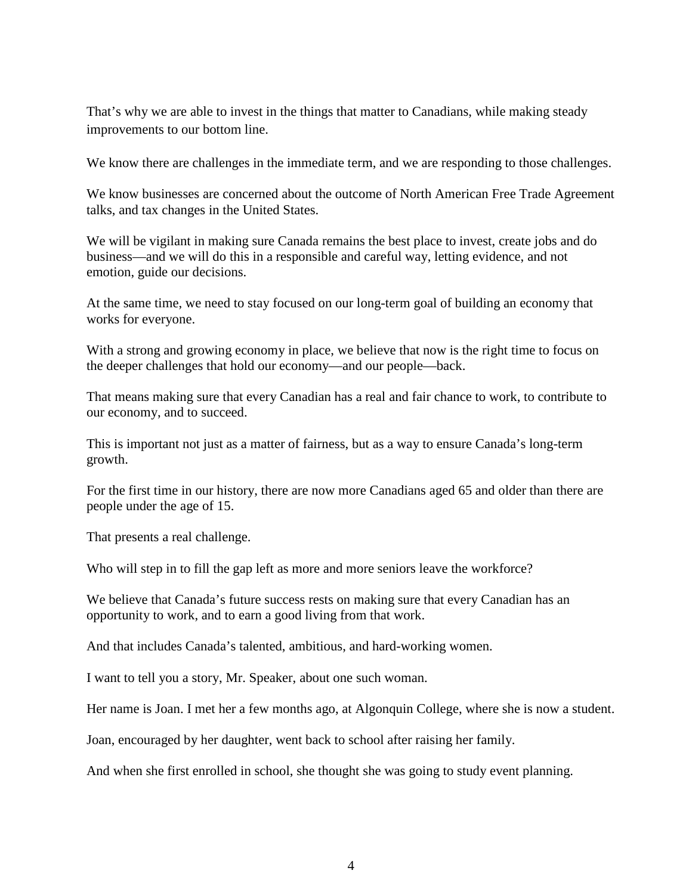That's why we are able to invest in the things that matter to Canadians, while making steady improvements to our bottom line.

We know there are challenges in the immediate term, and we are responding to those challenges.

We know businesses are concerned about the outcome of North American Free Trade Agreement talks, and tax changes in the United States.

We will be vigilant in making sure Canada remains the best place to invest, create jobs and do business—and we will do this in a responsible and careful way, letting evidence, and not emotion, guide our decisions.

At the same time, we need to stay focused on our long-term goal of building an economy that works for everyone.

With a strong and growing economy in place, we believe that now is the right time to focus on the deeper challenges that hold our economy—and our people—back.

That means making sure that every Canadian has a real and fair chance to work, to contribute to our economy, and to succeed.

This is important not just as a matter of fairness, but as a way to ensure Canada's long-term growth.

For the first time in our history, there are now more Canadians aged 65 and older than there are people under the age of 15.

That presents a real challenge.

Who will step in to fill the gap left as more and more seniors leave the workforce?

We believe that Canada's future success rests on making sure that every Canadian has an opportunity to work, and to earn a good living from that work.

And that includes Canada's talented, ambitious, and hard-working women.

I want to tell you a story, Mr. Speaker, about one such woman.

Her name is Joan. I met her a few months ago, at Algonquin College, where she is now a student.

Joan, encouraged by her daughter, went back to school after raising her family.

And when she first enrolled in school, she thought she was going to study event planning.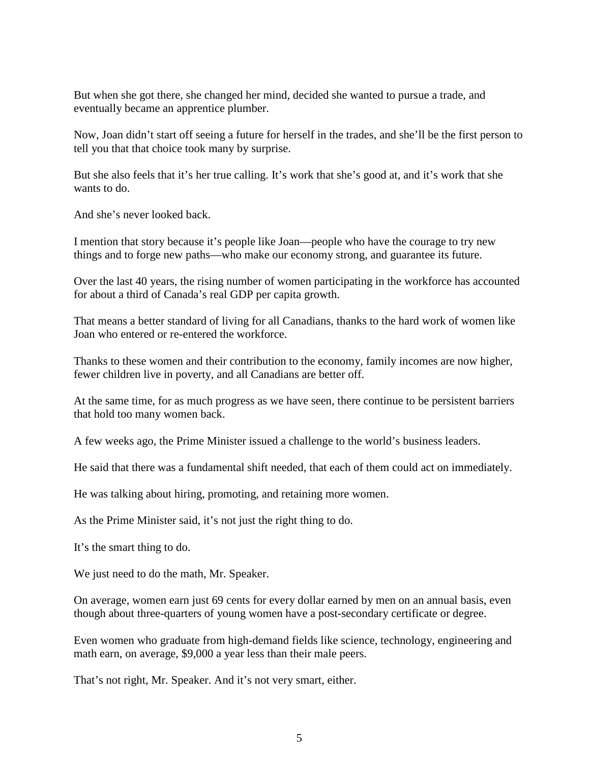But when she got there, she changed her mind, decided she wanted to pursue a trade, and eventually became an apprentice plumber.

Now, Joan didn't start off seeing a future for herself in the trades, and she'll be the first person to tell you that that choice took many by surprise.

But she also feels that it's her true calling. It's work that she's good at, and it's work that she wants to do.

And she's never looked back.

I mention that story because it's people like Joan—people who have the courage to try new things and to forge new paths—who make our economy strong, and guarantee its future.

Over the last 40 years, the rising number of women participating in the workforce has accounted for about a third of Canada's real GDP per capita growth.

That means a better standard of living for all Canadians, thanks to the hard work of women like Joan who entered or re-entered the workforce.

Thanks to these women and their contribution to the economy, family incomes are now higher, fewer children live in poverty, and all Canadians are better off.

At the same time, for as much progress as we have seen, there continue to be persistent barriers that hold too many women back.

A few weeks ago, the Prime Minister issued a challenge to the world's business leaders.

He said that there was a fundamental shift needed, that each of them could act on immediately.

He was talking about hiring, promoting, and retaining more women.

As the Prime Minister said, it's not just the right thing to do.

It's the smart thing to do.

We just need to do the math, Mr. Speaker.

On average, women earn just 69 cents for every dollar earned by men on an annual basis, even though about three-quarters of young women have a post-secondary certificate or degree.

Even women who graduate from high-demand fields like science, technology, engineering and math earn, on average, $9,000 a year less than their male peers.

That's not right, Mr. Speaker. And it's not very smart, either.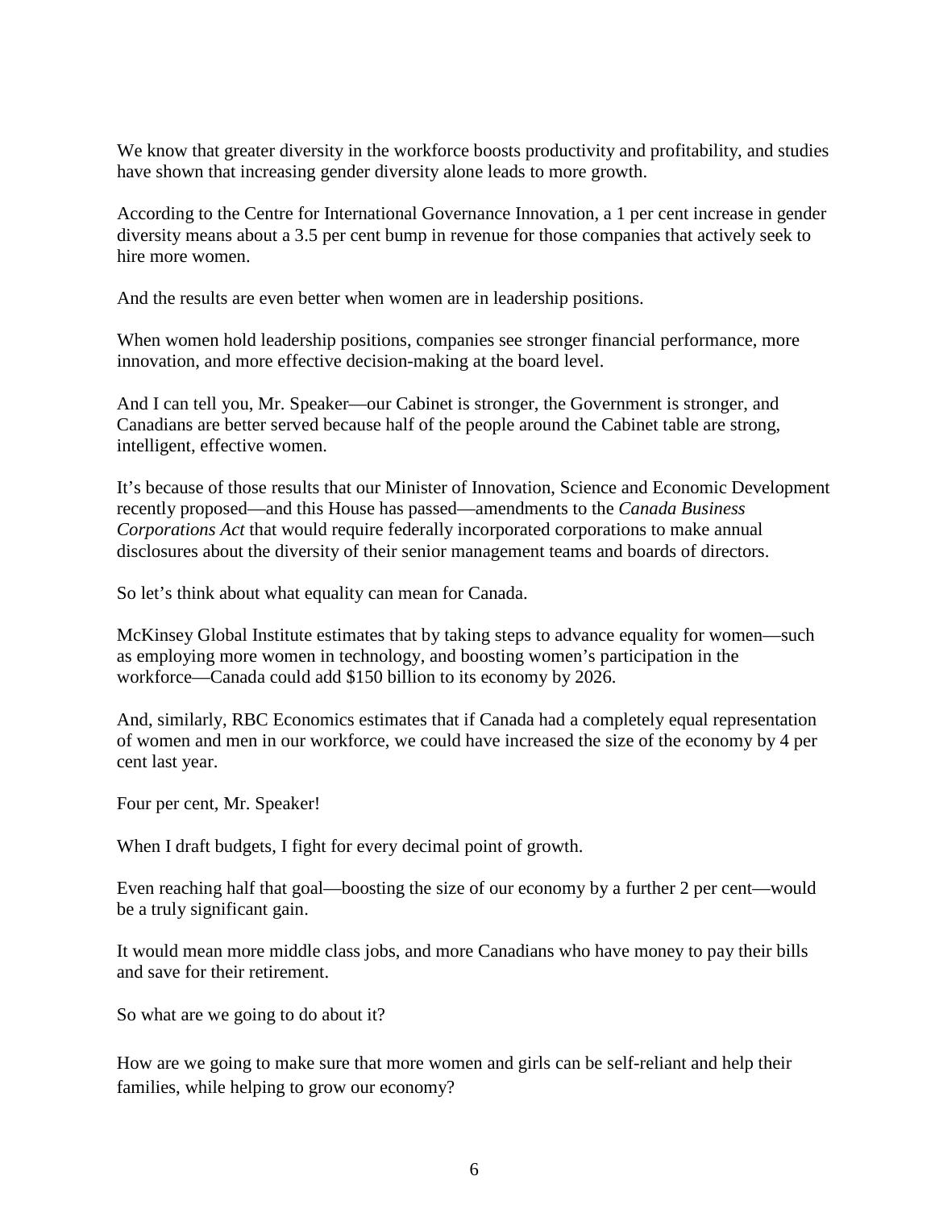We know that greater diversity in the workforce boosts productivity and profitability, and studies have shown that increasing gender diversity alone leads to more growth.

According to the Centre for International Governance Innovation, a 1 per cent increase in gender diversity means about a 3.5 per cent bump in revenue for those companies that actively seek to hire more women.

And the results are even better when women are in leadership positions.

When women hold leadership positions, companies see stronger financial performance, more innovation, and more effective decision-making at the board level.

And I can tell you, Mr. Speaker—our Cabinet is stronger, the Government is stronger, and Canadians are better served because half of the people around the Cabinet table are strong, intelligent, effective women.

It's because of those results that our Minister of Innovation, Science and Economic Development recently proposed—and this House has passed—amendments to the *Canada Business Corporations Act* that would require federally incorporated corporations to make annual disclosures about the diversity of their senior management teams and boards of directors.

So let's think about what equality can mean for Canada.

McKinsey Global Institute estimates that by taking steps to advance equality for women—such as employing more women in technology, and boosting women's participation in the workforce—Canada could add $150 billion to its economy by 2026.

And, similarly, RBC Economics estimates that if Canada had a completely equal representation of women and men in our workforce, we could have increased the size of the economy by 4 per cent last year.

Four per cent, Mr. Speaker!

When I draft budgets, I fight for every decimal point of growth.

Even reaching half that goal—boosting the size of our economy by a further 2 per cent—would be a truly significant gain.

It would mean more middle class jobs, and more Canadians who have money to pay their bills and save for their retirement.

So what are we going to do about it?

How are we going to make sure that more women and girls can be self-reliant and help their families, while helping to grow our economy?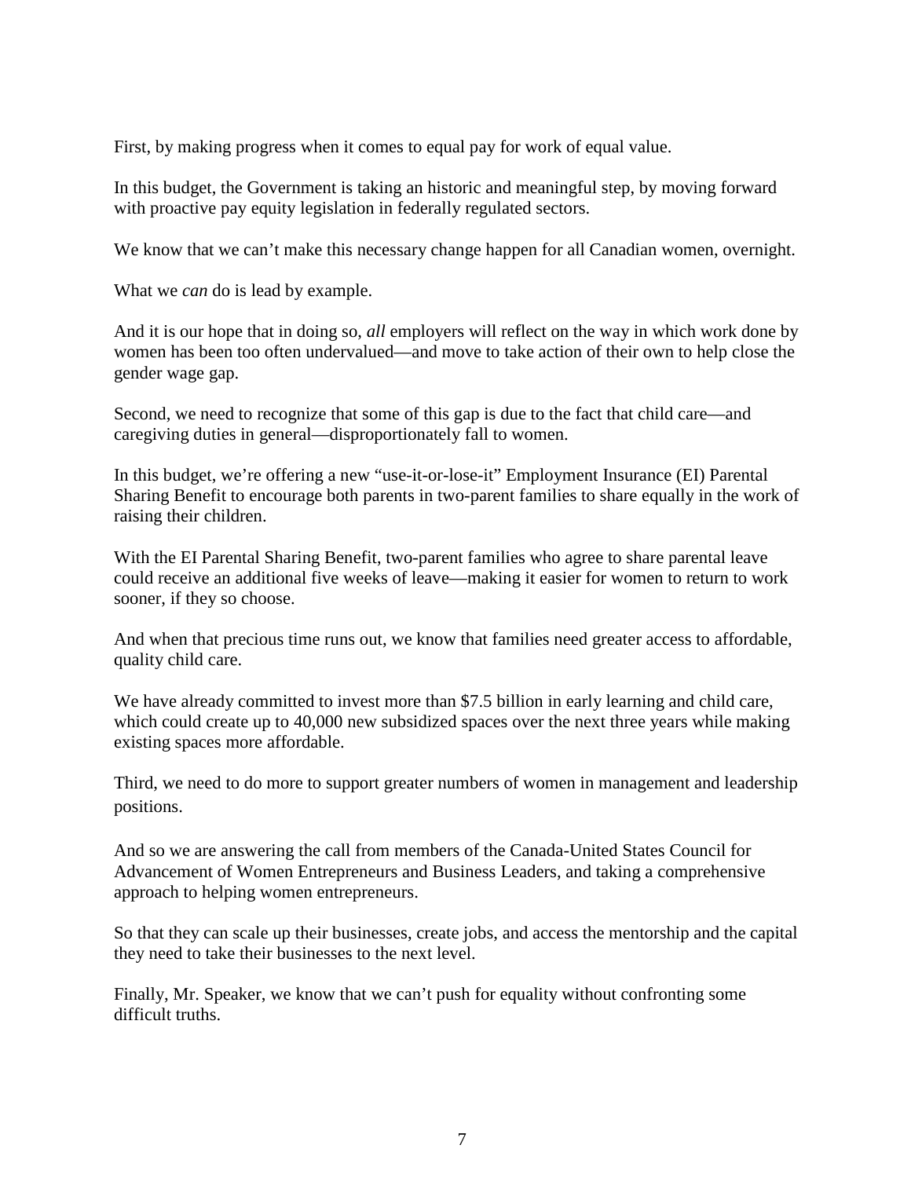First, by making progress when it comes to equal pay for work of equal value.

In this budget, the Government is taking an historic and meaningful step, by moving forward with proactive pay equity legislation in federally regulated sectors.

We know that we can't make this necessary change happen for all Canadian women, overnight.

What we *can* do is lead by example.

And it is our hope that in doing so, *all* employers will reflect on the way in which work done by women has been too often undervalued—and move to take action of their own to help close the gender wage gap.

Second, we need to recognize that some of this gap is due to the fact that child care—and caregiving duties in general—disproportionately fall to women.

In this budget, we're offering a new "use-it-or-lose-it" Employment Insurance (EI) Parental Sharing Benefit to encourage both parents in two-parent families to share equally in the work of raising their children.

With the EI Parental Sharing Benefit, two-parent families who agree to share parental leave could receive an additional five weeks of leave—making it easier for women to return to work sooner, if they so choose.

And when that precious time runs out, we know that families need greater access to affordable, quality child care.

We have already committed to invest more than $7.5 billion in early learning and child care, which could create up to 40,000 new subsidized spaces over the next three years while making existing spaces more affordable.

Third, we need to do more to support greater numbers of women in management and leadership positions.

And so we are answering the call from members of the Canada-United States Council for Advancement of Women Entrepreneurs and Business Leaders, and taking a comprehensive approach to helping women entrepreneurs.

So that they can scale up their businesses, create jobs, and access the mentorship and the capital they need to take their businesses to the next level.

Finally, Mr. Speaker, we know that we can't push for equality without confronting some difficult truths.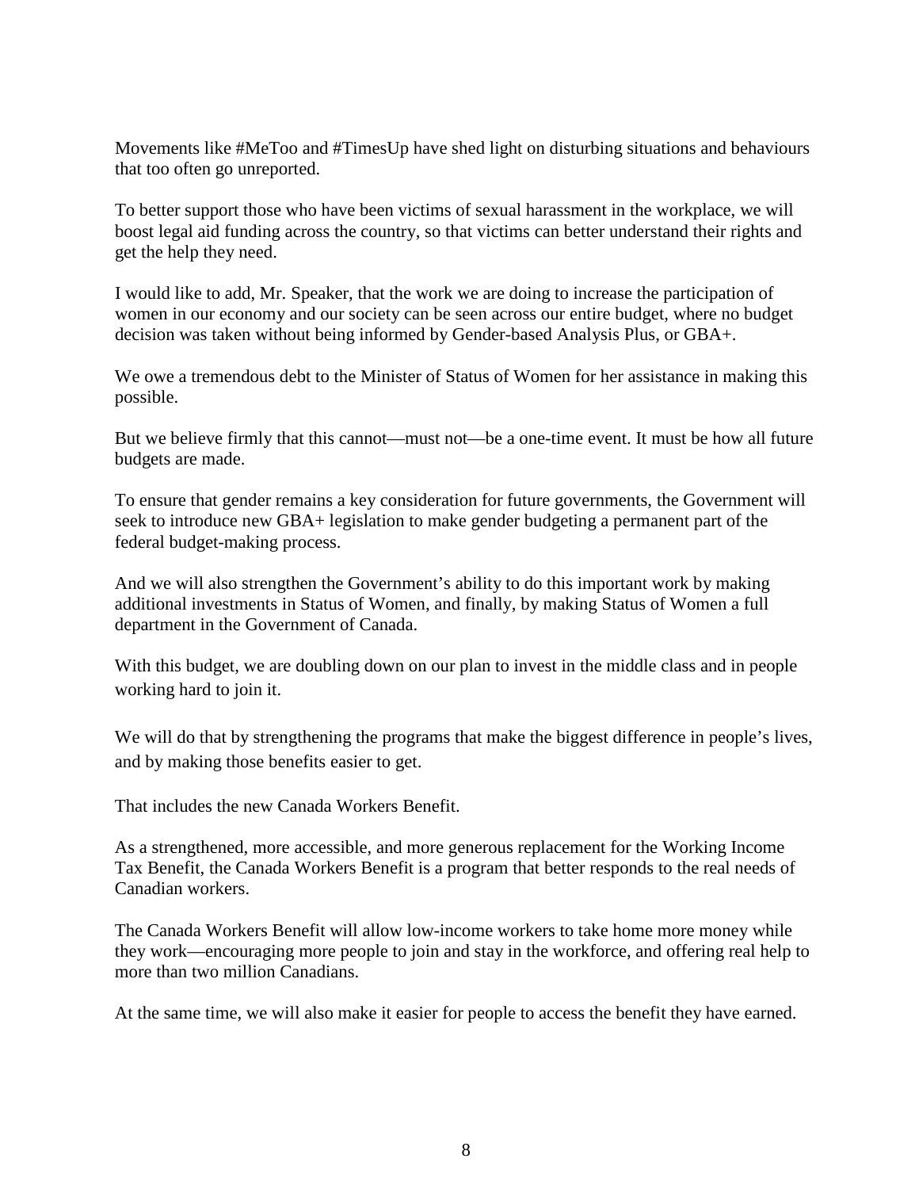Movements like #MeToo and #TimesUp have shed light on disturbing situations and behaviours that too often go unreported.

To better support those who have been victims of sexual harassment in the workplace, we will boost legal aid funding across the country, so that victims can better understand their rights and get the help they need.

I would like to add, Mr. Speaker, that the work we are doing to increase the participation of women in our economy and our society can be seen across our entire budget, where no budget decision was taken without being informed by Gender-based Analysis Plus, or GBA+.

We owe a tremendous debt to the Minister of Status of Women for her assistance in making this possible.

But we believe firmly that this cannot—must not—be a one-time event. It must be how all future budgets are made.

To ensure that gender remains a key consideration for future governments, the Government will seek to introduce new GBA+ legislation to make gender budgeting a permanent part of the federal budget-making process.

And we will also strengthen the Government's ability to do this important work by making additional investments in Status of Women, and finally, by making Status of Women a full department in the Government of Canada.

With this budget, we are doubling down on our plan to invest in the middle class and in people working hard to join it.

We will do that by strengthening the programs that make the biggest difference in people's lives, and by making those benefits easier to get.

That includes the new Canada Workers Benefit.

As a strengthened, more accessible, and more generous replacement for the Working Income Tax Benefit, the Canada Workers Benefit is a program that better responds to the real needs of Canadian workers.

The Canada Workers Benefit will allow low-income workers to take home more money while they work—encouraging more people to join and stay in the workforce, and offering real help to more than two million Canadians.

At the same time, we will also make it easier for people to access the benefit they have earned.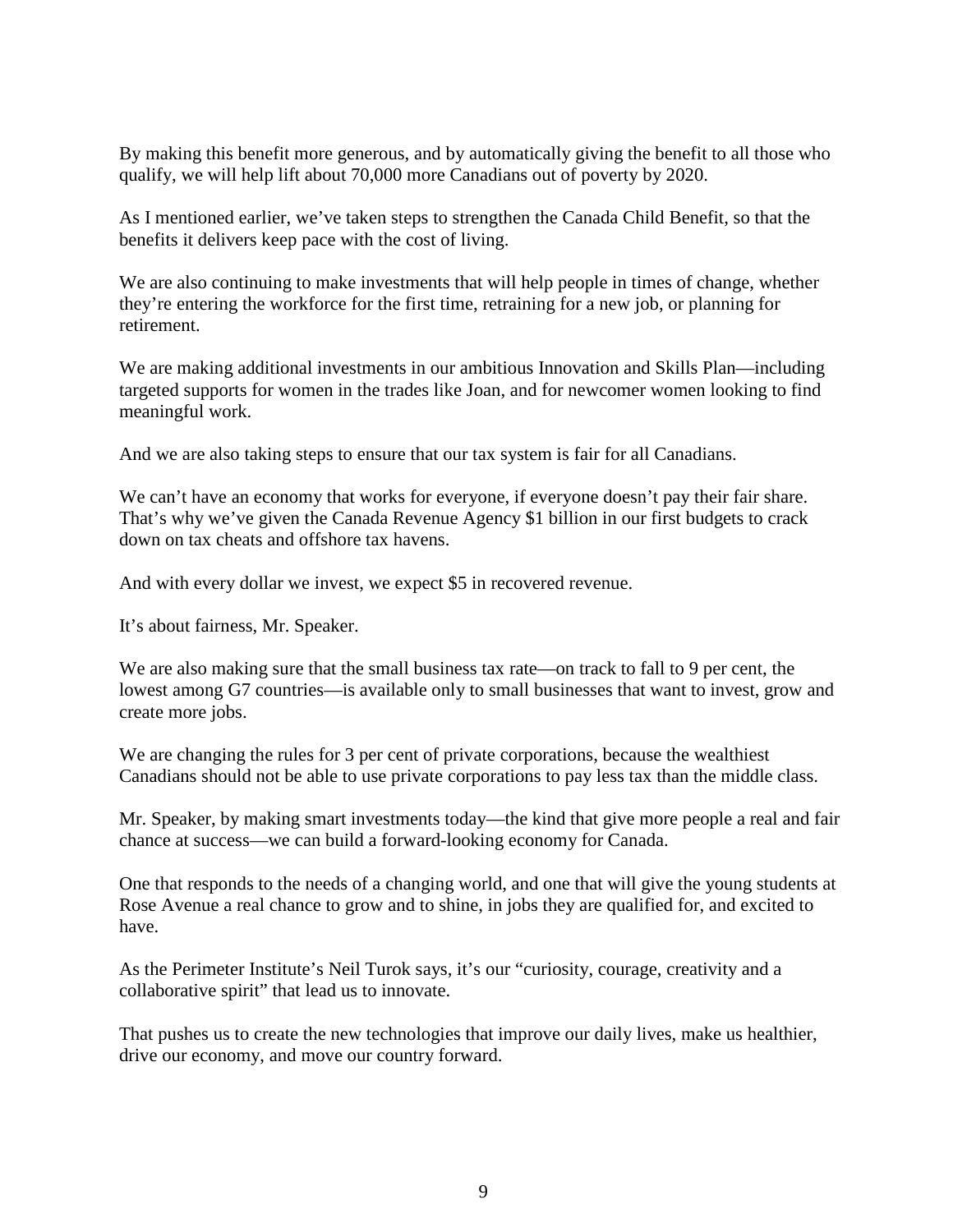By making this benefit more generous, and by automatically giving the benefit to all those who qualify, we will help lift about 70,000 more Canadians out of poverty by 2020.

As I mentioned earlier, we've taken steps to strengthen the Canada Child Benefit, so that the benefits it delivers keep pace with the cost of living.

We are also continuing to make investments that will help people in times of change, whether they're entering the workforce for the first time, retraining for a new job, or planning for retirement.

We are making additional investments in our ambitious Innovation and Skills Plan—including targeted supports for women in the trades like Joan, and for newcomer women looking to find meaningful work.

And we are also taking steps to ensure that our tax system is fair for all Canadians.

We can't have an economy that works for everyone, if everyone doesn't pay their fair share. That's why we've given the Canada Revenue Agency $1 billion in our first budgets to crack down on tax cheats and offshore tax havens.

And with every dollar we invest, we expect $5 in recovered revenue.

It's about fairness, Mr. Speaker.

We are also making sure that the small business tax rate—on track to fall to 9 per cent, the lowest among G7 countries—is available only to small businesses that want to invest, grow and create more jobs.

We are changing the rules for 3 per cent of private corporations, because the wealthiest Canadians should not be able to use private corporations to pay less tax than the middle class.

Mr. Speaker, by making smart investments today—the kind that give more people a real and fair chance at success—we can build a forward-looking economy for Canada.

One that responds to the needs of a changing world, and one that will give the young students at Rose Avenue a real chance to grow and to shine, in jobs they are qualified for, and excited to have.

As the Perimeter Institute's Neil Turok says, it's our "curiosity, courage, creativity and a collaborative spirit" that lead us to innovate.

That pushes us to create the new technologies that improve our daily lives, make us healthier, drive our economy, and move our country forward.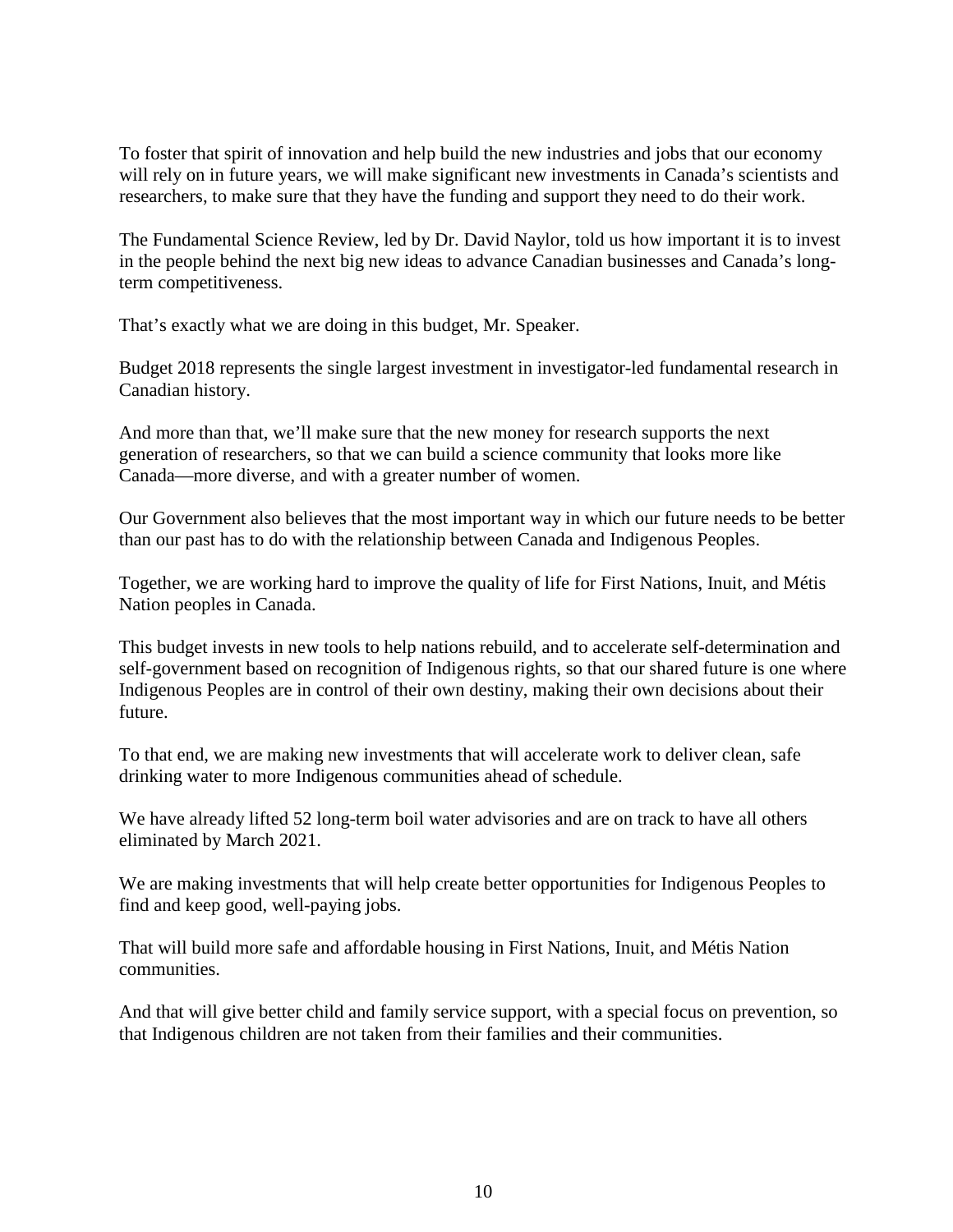To foster that spirit of innovation and help build the new industries and jobs that our economy will rely on in future years, we will make significant new investments in Canada's scientists and researchers, to make sure that they have the funding and support they need to do their work.

The Fundamental Science Review, led by Dr. David Naylor, told us how important it is to invest in the people behind the next big new ideas to advance Canadian businesses and Canada's long-term competitiveness.

That's exactly what we are doing in this budget, Mr. Speaker.

Budget 2018 represents the single largest investment in investigator-led fundamental research in Canadian history.

And more than that, we'll make sure that the new money for research supports the next generation of researchers, so that we can build a science community that looks more like Canada—more diverse, and with a greater number of women.

Our Government also believes that the most important way in which our future needs to be better than our past has to do with the relationship between Canada and Indigenous Peoples.

Together, we are working hard to improve the quality of life for First Nations, Inuit, and Métis Nation peoples in Canada.

This budget invests in new tools to help nations rebuild, and to accelerate self-determination and self-government based on recognition of Indigenous rights, so that our shared future is one where Indigenous Peoples are in control of their own destiny, making their own decisions about their future.

To that end, we are making new investments that will accelerate work to deliver clean, safe drinking water to more Indigenous communities ahead of schedule.

We have already lifted 52 long-term boil water advisories and are on track to have all others eliminated by March 2021.

We are making investments that will help create better opportunities for Indigenous Peoples to find and keep good, well-paying jobs.

That will build more safe and affordable housing in First Nations, Inuit, and Métis Nation communities.

And that will give better child and family service support, with a special focus on prevention, so that Indigenous children are not taken from their families and their communities.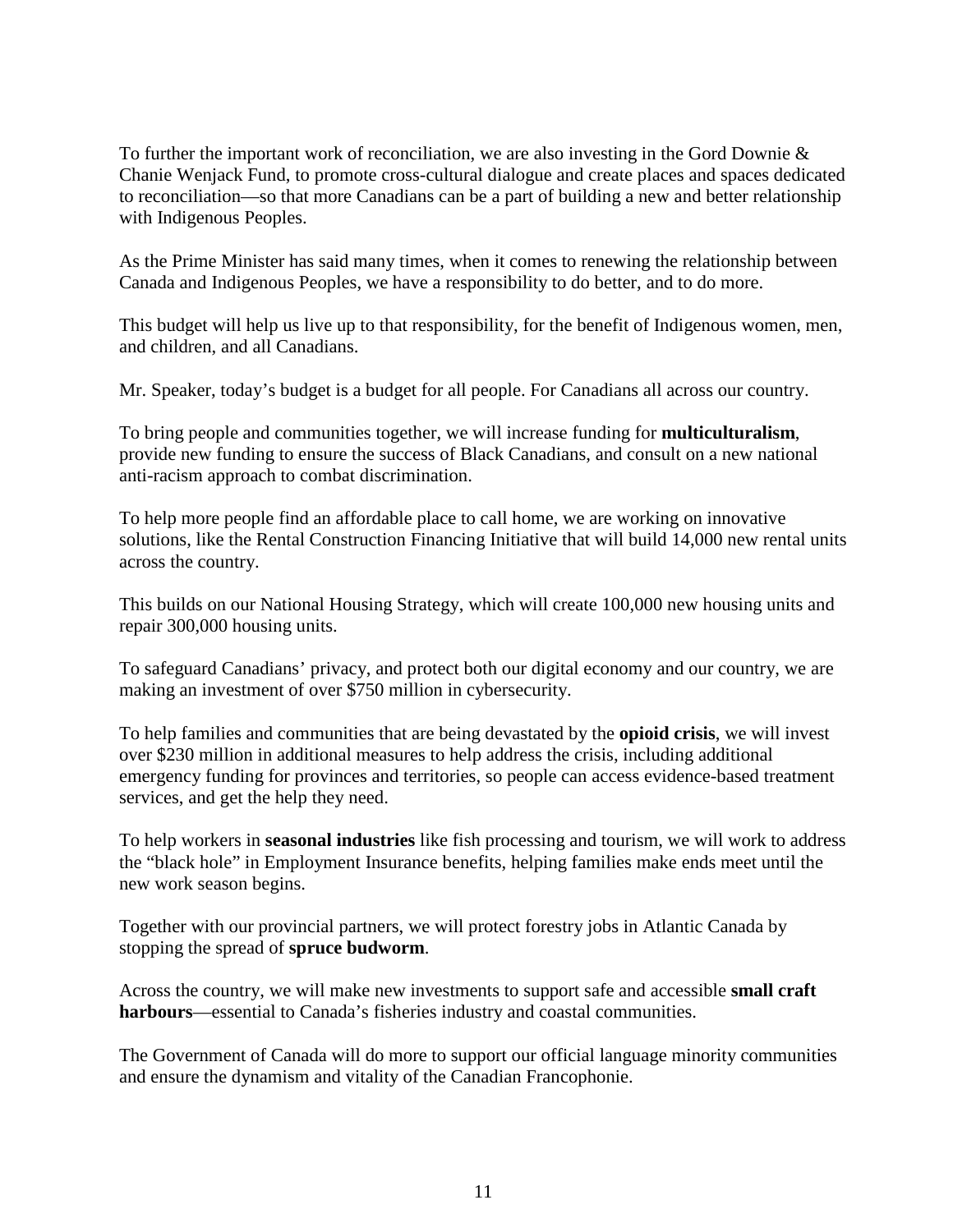To further the important work of reconciliation, we are also investing in the Gord Downie & Chanie Wenjack Fund, to promote cross-cultural dialogue and create places and spaces dedicated to reconciliation—so that more Canadians can be a part of building a new and better relationship with Indigenous Peoples.

As the Prime Minister has said many times, when it comes to renewing the relationship between Canada and Indigenous Peoples, we have a responsibility to do better, and to do more.

This budget will help us live up to that responsibility, for the benefit of Indigenous women, men, and children, and all Canadians.

Mr. Speaker, today's budget is a budget for all people. For Canadians all across our country.

To bring people and communities together, we will increase funding for **multiculturalism**, provide new funding to ensure the success of Black Canadians, and consult on a new national anti-racism approach to combat discrimination.

To help more people find an affordable place to call home, we are working on innovative solutions, like the Rental Construction Financing Initiative that will build 14,000 new rental units across the country.

This builds on our National Housing Strategy, which will create 100,000 new housing units and repair 300,000 housing units.

To safeguard Canadians' privacy, and protect both our digital economy and our country, we are making an investment of over $750 million in cybersecurity.

To help families and communities that are being devastated by the **opioid crisis**, we will invest over $230 million in additional measures to help address the crisis, including additional emergency funding for provinces and territories, so people can access evidence-based treatment services, and get the help they need.

To help workers in **seasonal industries** like fish processing and tourism, we will work to address the "black hole" in Employment Insurance benefits, helping families make ends meet until the new work season begins.

Together with our provincial partners, we will protect forestry jobs in Atlantic Canada by stopping the spread of **spruce budworm**.

Across the country, we will make new investments to support safe and accessible **small craft harbours**—essential to Canada's fisheries industry and coastal communities.

The Government of Canada will do more to support our official language minority communities and ensure the dynamism and vitality of the Canadian Francophonie.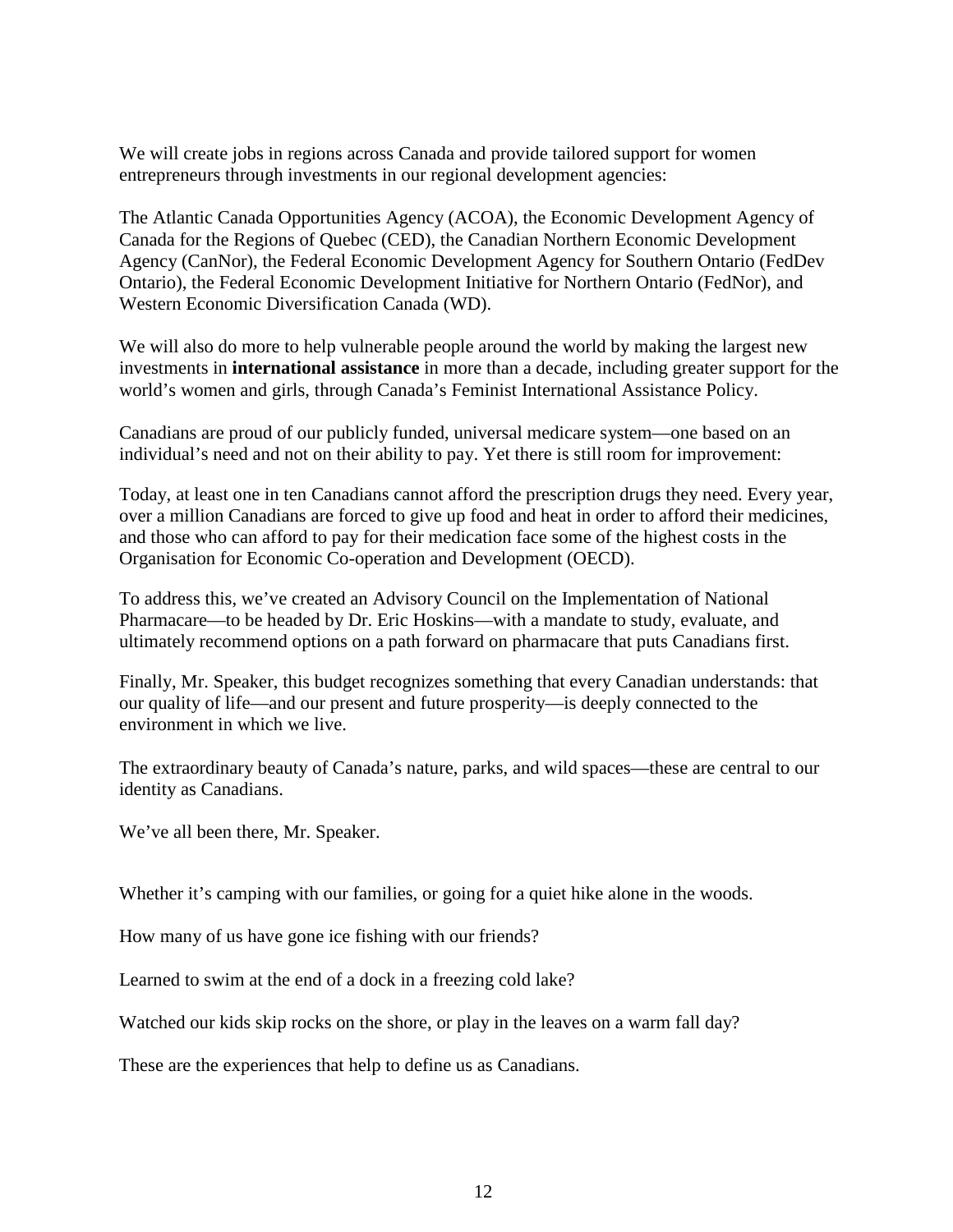We will create jobs in regions across Canada and provide tailored support for women entrepreneurs through investments in our regional development agencies:

The Atlantic Canada Opportunities Agency (ACOA), the Economic Development Agency of Canada for the Regions of Quebec (CED), the Canadian Northern Economic Development Agency (CanNor), the Federal Economic Development Agency for Southern Ontario (FedDev Ontario), the Federal Economic Development Initiative for Northern Ontario (FedNor), and Western Economic Diversification Canada (WD).

We will also do more to help vulnerable people around the world by making the largest new investments in **international assistance** in more than a decade, including greater support for the world's women and girls, through Canada's Feminist International Assistance Policy.

Canadians are proud of our publicly funded, universal medicare system—one based on an individual's need and not on their ability to pay. Yet there is still room for improvement:

Today, at least one in ten Canadians cannot afford the prescription drugs they need. Every year, over a million Canadians are forced to give up food and heat in order to afford their medicines, and those who can afford to pay for their medication face some of the highest costs in the Organisation for Economic Co-operation and Development (OECD).

To address this, we've created an Advisory Council on the Implementation of National Pharmacare—to be headed by Dr. Eric Hoskins—with a mandate to study, evaluate, and ultimately recommend options on a path forward on pharmacare that puts Canadians first.

Finally, Mr. Speaker, this budget recognizes something that every Canadian understands: that our quality of life—and our present and future prosperity—is deeply connected to the environment in which we live.

The extraordinary beauty of Canada's nature, parks, and wild spaces—these are central to our identity as Canadians.

We've all been there, Mr. Speaker.

Whether it's camping with our families, or going for a quiet hike alone in the woods.

How many of us have gone ice fishing with our friends?

Learned to swim at the end of a dock in a freezing cold lake?

Watched our kids skip rocks on the shore, or play in the leaves on a warm fall day?

These are the experiences that help to define us as Canadians.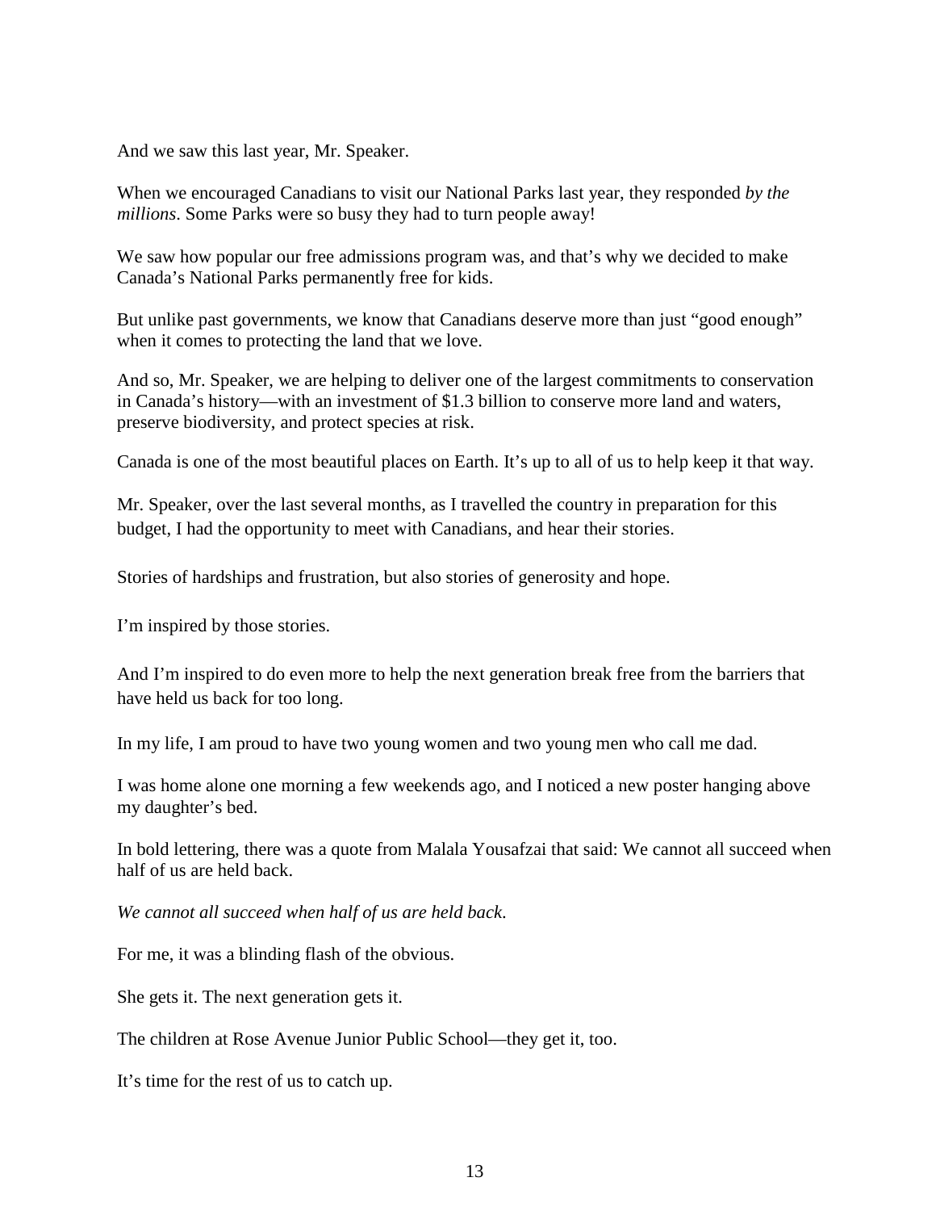And we saw this last year, Mr. Speaker.

When we encouraged Canadians to visit our National Parks last year, they responded *by the millions*. Some Parks were so busy they had to turn people away!

We saw how popular our free admissions program was, and that's why we decided to make Canada's National Parks permanently free for kids.

But unlike past governments, we know that Canadians deserve more than just "good enough" when it comes to protecting the land that we love.

And so, Mr. Speaker, we are helping to deliver one of the largest commitments to conservation in Canada's history—with an investment of $1.3 billion to conserve more land and waters, preserve biodiversity, and protect species at risk.

Canada is one of the most beautiful places on Earth. It's up to all of us to help keep it that way.

Mr. Speaker, over the last several months, as I travelled the country in preparation for this budget, I had the opportunity to meet with Canadians, and hear their stories.

Stories of hardships and frustration, but also stories of generosity and hope.

I'm inspired by those stories.

And I'm inspired to do even more to help the next generation break free from the barriers that have held us back for too long.

In my life, I am proud to have two young women and two young men who call me dad.

I was home alone one morning a few weekends ago, and I noticed a new poster hanging above my daughter's bed.

In bold lettering, there was a quote from Malala Yousafzai that said: We cannot all succeed when half of us are held back.

*We cannot all succeed when half of us are held back.*

For me, it was a blinding flash of the obvious.

She gets it. The next generation gets it.

The children at Rose Avenue Junior Public School—they get it, too.

It's time for the rest of us to catch up.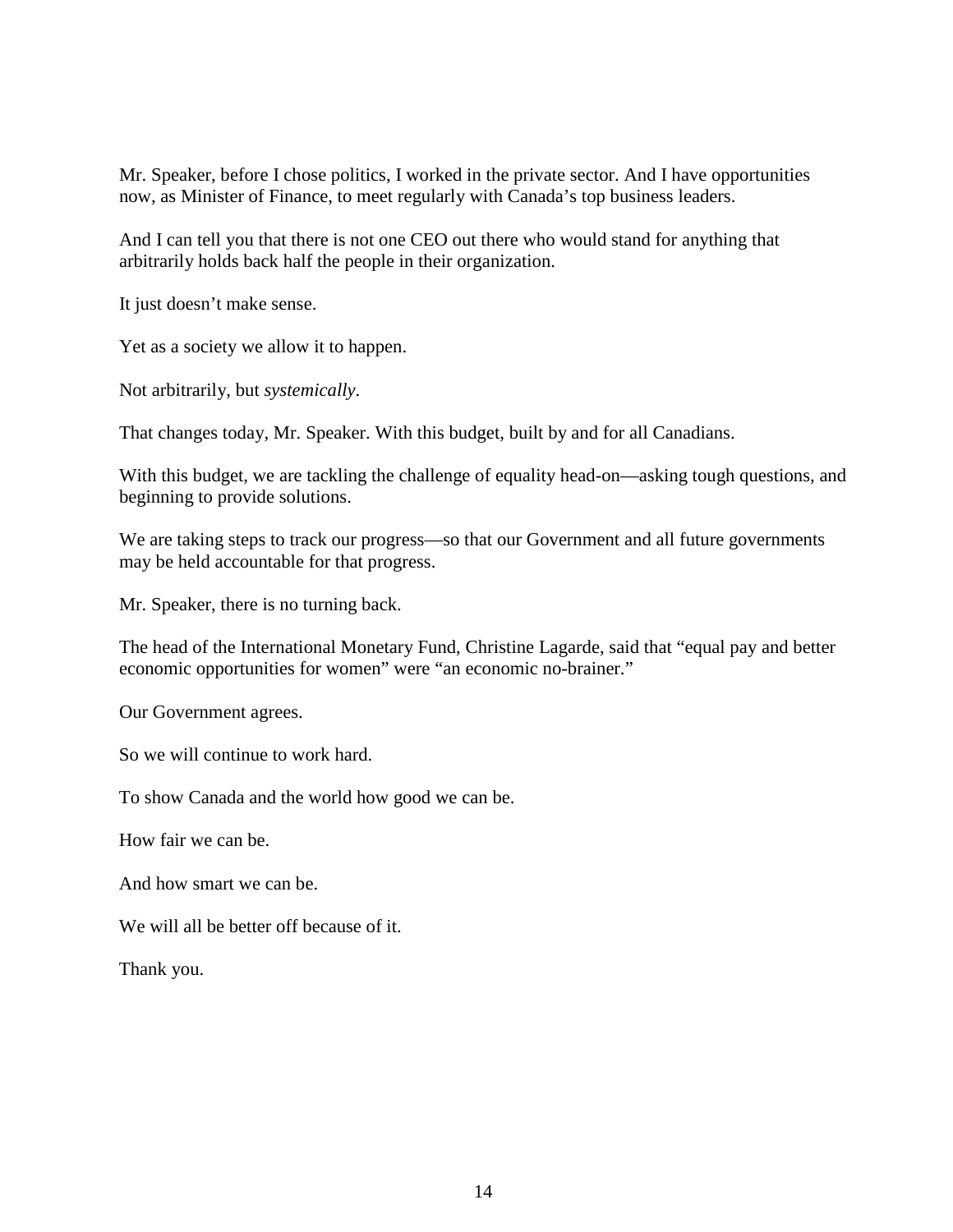Mr. Speaker, before I chose politics, I worked in the private sector. And I have opportunities now, as Minister of Finance, to meet regularly with Canada's top business leaders.

And I can tell you that there is not one CEO out there who would stand for anything that arbitrarily holds back half the people in their organization.

It just doesn't make sense.

Yet as a society we allow it to happen.

Not arbitrarily, but *systemically*.

That changes today, Mr. Speaker. With this budget, built by and for all Canadians.

With this budget, we are tackling the challenge of equality head-on—asking tough questions, and beginning to provide solutions.

We are taking steps to track our progress—so that our Government and all future governments may be held accountable for that progress.

Mr. Speaker, there is no turning back.

The head of the International Monetary Fund, Christine Lagarde, said that "equal pay and better economic opportunities for women" were "an economic no-brainer."

Our Government agrees.

So we will continue to work hard.

To show Canada and the world how good we can be.

How fair we can be.

And how smart we can be.

We will all be better off because of it.

Thank you.